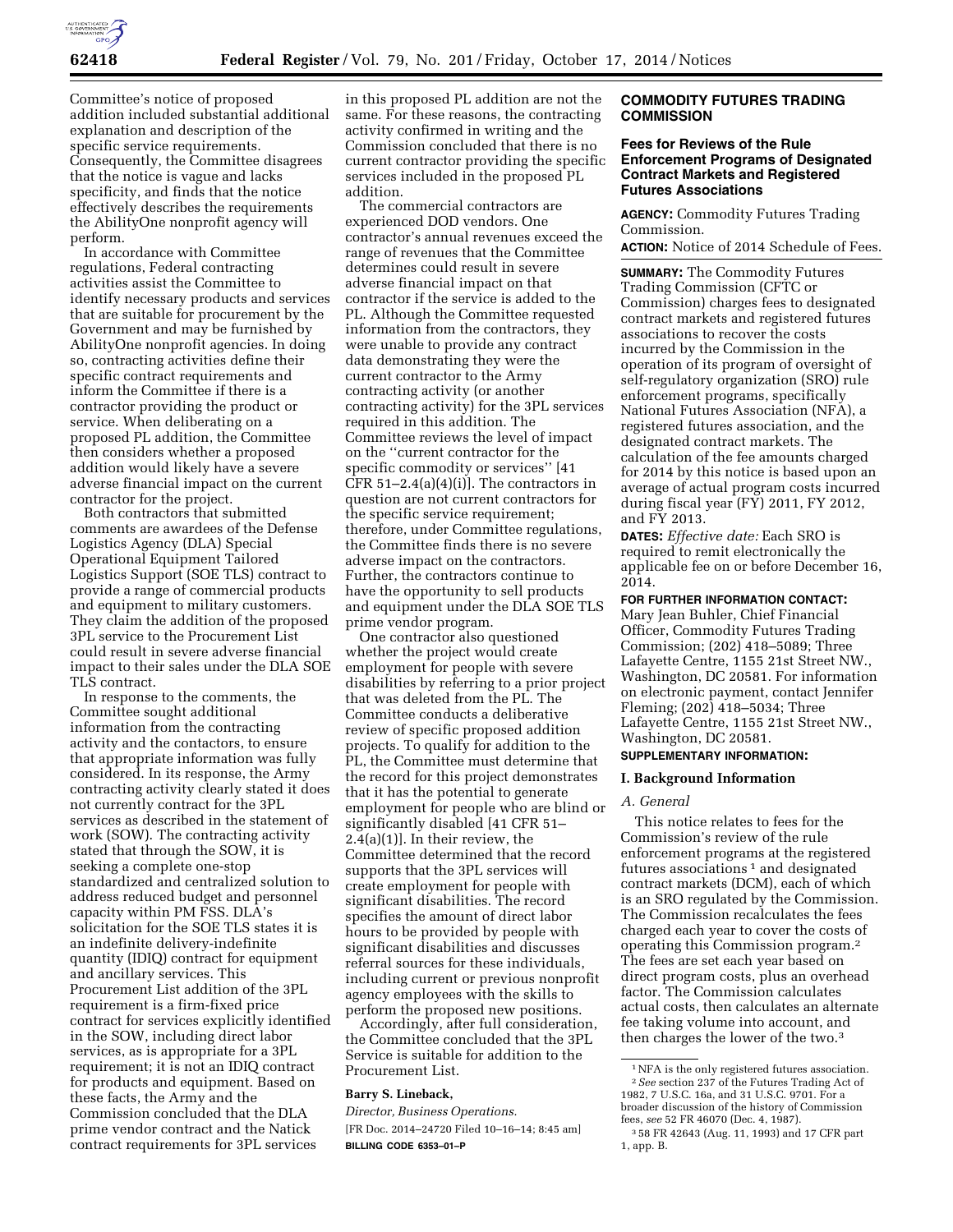Committee's notice of proposed addition included substantial additional explanation and description of the specific service requirements. Consequently, the Committee disagrees that the notice is vague and lacks specificity, and finds that the notice effectively describes the requirements the AbilityOne nonprofit agency will perform.

In accordance with Committee regulations, Federal contracting activities assist the Committee to identify necessary products and services that are suitable for procurement by the Government and may be furnished by AbilityOne nonprofit agencies. In doing so, contracting activities define their specific contract requirements and inform the Committee if there is a contractor providing the product or service. When deliberating on a proposed PL addition, the Committee then considers whether a proposed addition would likely have a severe adverse financial impact on the current contractor for the project.

Both contractors that submitted comments are awardees of the Defense Logistics Agency (DLA) Special Operational Equipment Tailored Logistics Support (SOE TLS) contract to provide a range of commercial products and equipment to military customers. They claim the addition of the proposed 3PL service to the Procurement List could result in severe adverse financial impact to their sales under the DLA SOE TLS contract.

In response to the comments, the Committee sought additional information from the contracting activity and the contactors, to ensure that appropriate information was fully considered. In its response, the Army contracting activity clearly stated it does not currently contract for the 3PL services as described in the statement of work (SOW). The contracting activity stated that through the SOW, it is seeking a complete one-stop standardized and centralized solution to address reduced budget and personnel capacity within PM FSS. DLA's solicitation for the SOE TLS states it is an indefinite delivery-indefinite quantity (IDIQ) contract for equipment and ancillary services. This Procurement List addition of the 3PL requirement is a firm-fixed price contract for services explicitly identified in the SOW, including direct labor services, as is appropriate for a 3PL requirement; it is not an IDIQ contract for products and equipment. Based on these facts, the Army and the Commission concluded that the DLA prime vendor contract and the Natick contract requirements for 3PL services in this proposed PL addition are not the same. For these reasons, the contracting activity confirmed in writing and the Commission concluded that there is no current contractor providing the specific services included in the proposed PL addition.

The commercial contractors are experienced DOD vendors. One contractor's annual revenues exceed the range of revenues that the Committee determines could result in severe adverse financial impact on that contractor if the service is added to the PL. Although the Committee requested information from the contractors, they were unable to provide any contract data demonstrating they were the current contractor to the Army contracting activity (or another contracting activity) for the 3PL services required in this addition. The Committee reviews the level of impact on the "current contractor for the specific commodity or services" [41 CFR 51–2.4(a)(4)(i)]. The contractors in question are not current contractors for the specific service requirement; therefore, under Committee regulations, the Committee finds there is no severe adverse impact on the contractors. Further, the contractors continue to have the opportunity to sell products and equipment under the DLA SOE TLS prime vendor program.

One contractor also questioned whether the project would create employment for people with severe disabilities by referring to a prior project that was deleted from the PL. The Committee conducts a deliberative review of specific proposed addition projects. To qualify for addition to the PL, the Committee must determine that the record for this project demonstrates that it has the potential to generate employment for people who are blind or significantly disabled [41 CFR 51–2.4(a)(1)]. In their review, the Committee determined that the record supports that the 3PL services will create employment for people with significant disabilities. The record specifies the amount of direct labor hours to be provided by people with significant disabilities and discusses referral sources for these individuals, including current or previous nonprofit agency employees with the skills to perform the proposed new positions.

Accordingly, after full consideration, the Committee concluded that the 3PL Service is suitable for addition to the Procurement List.

**Barry S. Lineback,**

*Director, Business Operations.*

[FR Doc. 2014–24720 Filed 10–16–14; 8:45 am]

**BILLING CODE 6353–01–P**

## COMMODITY FUTURES TRADING COMMISSION

### Fees for Reviews of the Rule Enforcement Programs of Designated Contract Markets and Registered Futures Associations

**AGENCY:** Commodity Futures Trading Commission.

**ACTION:** Notice of 2014 Schedule of Fees.

**SUMMARY:** The Commodity Futures Trading Commission (CFTC or Commission) charges fees to designated contract markets and registered futures associations to recover the costs incurred by the Commission in the operation of its program of oversight of self-regulatory organization (SRO) rule enforcement programs, specifically National Futures Association (NFA), a registered futures association, and the designated contract markets. The calculation of the fee amounts charged for 2014 by this notice is based upon an average of actual program costs incurred during fiscal year (FY) 2011, FY 2012, and FY 2013.

**DATES:** *Effective date:* Each SRO is required to remit electronically the applicable fee on or before December 16, 2014.

**FOR FURTHER INFORMATION CONTACT:** Mary Jean Buhler, Chief Financial Officer, Commodity Futures Trading Commission; (202) 418–5089; Three Lafayette Centre, 1155 21st Street NW., Washington, DC 20581. For information on electronic payment, contact Jennifer Fleming; (202) 418–5034; Three Lafayette Centre, 1155 21st Street NW., Washington, DC 20581.

**SUPPLEMENTARY INFORMATION:**

### I. Background Information

#### *A. General*

This notice relates to fees for the Commission's review of the rule enforcement programs at the registered futures associations[1] and designated contract markets (DCM), each of which is an SRO regulated by the Commission. The Commission recalculates the fees charged each year to cover the costs of operating this Commission program.[2] The fees are set each year based on direct program costs, plus an overhead factor. The Commission calculates actual costs, then calculates an alternate fee taking volume into account, and then charges the lower of the two.[3]

---

[1] NFA is the only registered futures association.

[2] *See* section 237 of the Futures Trading Act of 1982, 7 U.S.C. 16a, and 31 U.S.C. 9701. For a broader discussion of the history of Commission fees, *see* 52 FR 46070 (Dec. 4, 1987).

[3] 58 FR 42643 (Aug. 11, 1993) and 17 CFR part 1, app. B.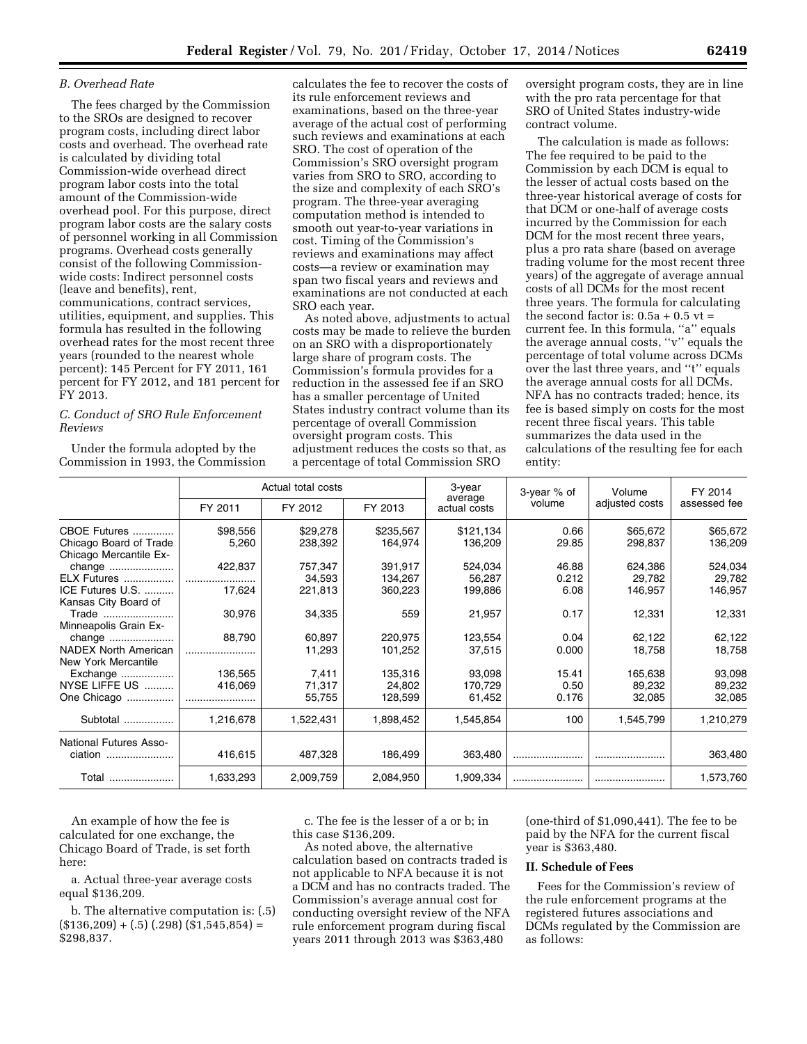### B. Overhead Rate

The fees charged by the Commission to the SROs are designed to recover program costs, including direct labor costs and overhead. The overhead rate is calculated by dividing total Commission-wide overhead direct program labor costs into the total amount of the Commission-wide overhead pool. For this purpose, direct program labor costs are the salary costs of personnel working in all Commission programs. Overhead costs generally consist of the following Commission-wide costs: Indirect personnel costs (leave and benefits), rent, communications, contract services, utilities, equipment, and supplies. This formula has resulted in the following overhead rates for the most recent three years (rounded to the nearest whole percent): 145 Percent for FY 2011, 161 percent for FY 2012, and 181 percent for FY 2013.

### C. Conduct of SRO Rule Enforcement Reviews

Under the formula adopted by the Commission in 1993, the Commission calculates the fee to recover the costs of its rule enforcement reviews and examinations, based on the three-year average of the actual cost of performing such reviews and examinations at each SRO. The cost of operation of the Commission's SRO oversight program varies from SRO to SRO, according to the size and complexity of each SRO's program. The three-year averaging computation method is intended to smooth out year-to-year variations in cost. Timing of the Commission's reviews and examinations may affect costs—a review or examination may span two fiscal years and reviews and examinations are not conducted at each SRO each year.

As noted above, adjustments to actual costs may be made to relieve the burden on an SRO with a disproportionately large share of program costs. The Commission's formula provides for a reduction in the assessed fee if an SRO has a smaller percentage of United States industry contract volume than its percentage of overall Commission oversight program costs. This adjustment reduces the costs so that, as a percentage of total Commission SRO oversight program costs, they are in line with the pro rata percentage for that SRO of United States industry-wide contract volume.

The calculation is made as follows: The fee required to be paid to the Commission by each DCM is equal to the lesser of actual costs based on the three-year historical average of costs for that DCM or one-half of average costs incurred by the Commission for each DCM for the most recent three years, plus a pro rata share (based on average trading volume for the most recent three years) of the aggregate of average annual costs of all DCMs for the most recent three years. The formula for calculating the second factor is: $0.5a + 0.5\ vt$ = current fee. In this formula, "a" equals the average annual costs, "v" equals the percentage of total volume across DCMs over the last three years, and "t" equals the average annual costs for all DCMs. NFA has no contracts traded; hence, its fee is based simply on costs for the most recent three fiscal years. This table summarizes the data used in the calculations of the resulting fee for each entity:

| | Actual total costs | | | 3-year average actual costs | 3-year % of volume | Volume adjusted costs | FY 2014 assessed fee |
|---|---|---|---|---|---|---|---|
| | FY 2011 | FY 2012 | FY 2013 | | | | |
| CBOE Futures | $98,556 | $29,278 | $235,567 | $121,134 | 0.66 | $65,672 | $65,672 |
| Chicago Board of Trade | 5,260 | 238,392 | 164,974 | 136,209 | 29.85 | 298,837 | 136,209 |
| Chicago Mercantile Exchange | 422,837 | 757,347 | 391,917 | 524,034 | 46.88 | 624,386 | 524,034 |
| ELX Futures | | 34,593 | 134,267 | 56,287 | 0.212 | 29,782 | 29,782 |
| ICE Futures U.S. | 17,624 | 221,813 | 360,223 | 199,886 | 6.08 | 146,957 | 146,957 |
| Kansas City Board of Trade | 30,976 | 34,335 | 559 | 21,957 | 0.17 | 12,331 | 12,331 |
| Minneapolis Grain Exchange | 88,790 | 60,897 | 220,975 | 123,554 | 0.04 | 62,122 | 62,122 |
| NADEX North American | | 11,293 | 101,252 | 37,515 | 0.000 | 18,758 | 18,758 |
| New York Mercantile Exchange | 136,565 | 7,411 | 135,316 | 93,098 | 15.41 | 165,638 | 93,098 |
| NYSE LIFFE US | 416,069 | 71,317 | 24,802 | 170,729 | 0.50 | 89,232 | 89,232 |
| One Chicago | | 55,755 | 128,599 | 61,452 | 0.176 | 32,085 | 32,085 |
| Subtotal | 1,216,678 | 1,522,431 | 1,898,452 | 1,545,854 | 100 | 1,545,799 | 1,210,279 |
| National Futures Association | 416,615 | 487,328 | 186,499 | 363,480 | | | 363,480 |
| Total | 1,633,293 | 2,009,759 | 2,084,950 | 1,909,334 | | | 1,573,760 |

An example of how the fee is calculated for one exchange, the Chicago Board of Trade, is set forth here:

a. Actual three-year average costs equal $136,209.

b. The alternative computation is: (.5) ($136,209) + (.5) (.298) ($1,545,854) = $298,837.

c. The fee is the lesser of a or b; in this case $136,209.

As noted above, the alternative calculation based on contracts traded is not applicable to NFA because it is not a DCM and has no contracts traded. The Commission's average annual cost for conducting oversight review of the NFA rule enforcement program during fiscal years 2011 through 2013 was $363,480 (one-third of $1,090,441). The fee to be paid by the NFA for the current fiscal year is $363,480.

## II. Schedule of Fees

Fees for the Commission's review of the rule enforcement programs at the registered futures associations and DCMs regulated by the Commission are as follows: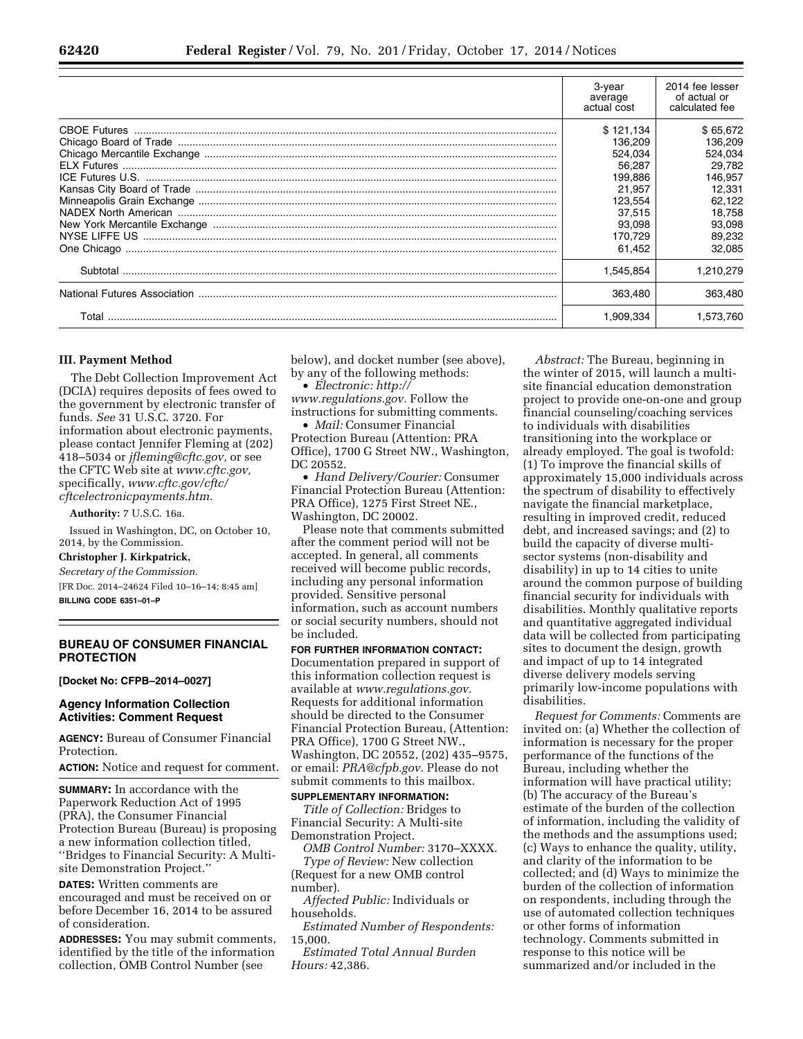| | 3-year average actual cost | 2014 fee lesser of actual or calculated fee |
|---|---|---|
| CBOE Futures | $ 121,134 | $ 65,672 |
| Chicago Board of Trade | 136,209 | 136,209 |
| Chicago Mercantile Exchange | 524,034 | 524,034 |
| ELX Futures | 56,287 | 29,782 |
| ICE Futures U.S. | 199,886 | 146,957 |
| Kansas City Board of Trade | 21,957 | 12,331 |
| Minneapolis Grain Exchange | 123,554 | 62,122 |
| NADEX North American | 37,515 | 18,758 |
| New York Mercantile Exchange | 93,098 | 93,098 |
| NYSE LIFFE US | 170,729 | 89,232 |
| One Chicago | 61,452 | 32,085 |
| Subtotal | 1,545,854 | 1,210,279 |
| National Futures Association | 363,480 | 363,480 |
| Total | 1,909,334 | 1,573,760 |

### III. Payment Method

The Debt Collection Improvement Act (DCIA) requires deposits of fees owed to the government by electronic transfer of funds. *See* 31 U.S.C. 3720. For information about electronic payments, please contact Jennifer Fleming at (202) 418–5034 or *jfleming@cftc.gov,* or see the CFTC Web site at *www.cftc.gov,* specifically, *www.cftc.gov/cftc/cftcelectronicpayments.htm.*

**Authority:** 7 U.S.C. 16a.

Issued in Washington, DC, on October 10, 2014, by the Commission.

**Christopher J. Kirkpatrick,**

*Secretary of the Commission.*

[FR Doc. 2014–24624 Filed 10–16–14; 8:45 am]

**BILLING CODE 6351–01–P**

## BUREAU OF CONSUMER FINANCIAL PROTECTION

**[Docket No: CFPB–2014–0027]**

### Agency Information Collection Activities: Comment Request

**AGENCY:** Bureau of Consumer Financial Protection.

**ACTION:** Notice and request for comment.

**SUMMARY:** In accordance with the Paperwork Reduction Act of 1995 (PRA), the Consumer Financial Protection Bureau (Bureau) is proposing a new information collection titled, ''Bridges to Financial Security: A Multi-site Demonstration Project.''

**DATES:** Written comments are encouraged and must be received on or before December 16, 2014 to be assured of consideration.

**ADDRESSES:** You may submit comments, identified by the title of the information collection, OMB Control Number (see below), and docket number (see above), by any of the following methods:

- *Electronic: http://www.regulations.gov.* Follow the instructions for submitting comments.
- *Mail:* Consumer Financial Protection Bureau (Attention: PRA Office), 1700 G Street NW., Washington, DC 20552.
- *Hand Delivery/Courier:* Consumer Financial Protection Bureau (Attention: PRA Office), 1275 First Street NE., Washington, DC 20002.

Please note that comments submitted after the comment period will not be accepted. In general, all comments received will become public records, including any personal information provided. Sensitive personal information, such as account numbers or social security numbers, should not be included.

**FOR FURTHER INFORMATION CONTACT:** Documentation prepared in support of this information collection request is available at *www.regulations.gov.* Requests for additional information should be directed to the Consumer Financial Protection Bureau, (Attention: PRA Office), 1700 G Street NW., Washington, DC 20552, (202) 435–9575, or email: *PRA@cfpb.gov.* Please do not submit comments to this mailbox.

**SUPPLEMENTARY INFORMATION:**

*Title of Collection:* Bridges to Financial Security: A Multi-site Demonstration Project.

*OMB Control Number:* 3170–XXXX.

*Type of Review:* New collection (Request for a new OMB control number).

*Affected Public:* Individuals or households.

*Estimated Number of Respondents:* 15,000.

*Estimated Total Annual Burden Hours:* 42,386.

*Abstract:* The Bureau, beginning in the winter of 2015, will launch a multi-site financial education demonstration project to provide one-on-one and group financial counseling/coaching services to individuals with disabilities transitioning into the workplace or already employed. The goal is twofold: (1) To improve the financial skills of approximately 15,000 individuals across the spectrum of disability to effectively navigate the financial marketplace, resulting in improved credit, reduced debt, and increased savings; and (2) to build the capacity of diverse multi-sector systems (non-disability and disability) in up to 14 cities to unite around the common purpose of building financial security for individuals with disabilities. Monthly qualitative reports and quantitative aggregated individual data will be collected from participating sites to document the design, growth and impact of up to 14 integrated diverse delivery models serving primarily low-income populations with disabilities.

*Request for Comments:* Comments are invited on: (a) Whether the collection of information is necessary for the proper performance of the functions of the Bureau, including whether the information will have practical utility; (b) The accuracy of the Bureau's estimate of the burden of the collection of information, including the validity of the methods and the assumptions used; (c) Ways to enhance the quality, utility, and clarity of the information to be collected; and (d) Ways to minimize the burden of the collection of information on respondents, including through the use of automated collection techniques or other forms of information technology. Comments submitted in response to this notice will be summarized and/or included in the